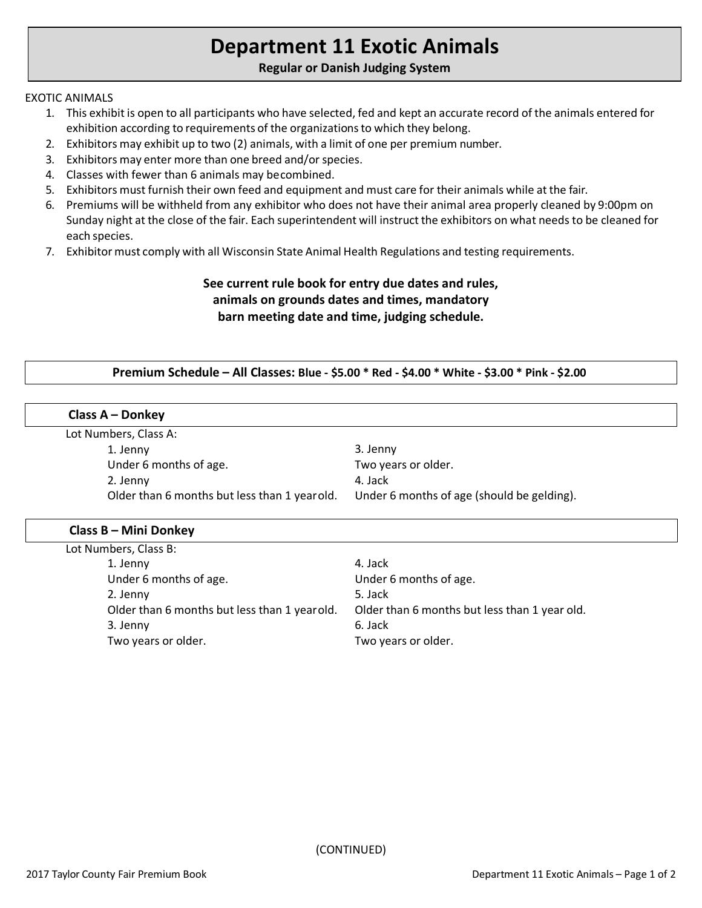# Department 11 Exotic Animals

**Regular or Danish Judging System**

EXOTIC ANIMALS

1. This exhibit is open to all participants who have selected, fed and kept an accurate record of the animals entered for exhibition according to requirements of the organizations to which they belong.
2. Exhibitors may exhibit up to two (2) animals, with a limit of one per premium number.
3. Exhibitors may enter more than one breed and/or species.
4. Classes with fewer than 6 animals may be combined.
5. Exhibitors must furnish their own feed and equipment and must care for their animals while at the fair.
6. Premiums will be withheld from any exhibitor who does not have their animal area properly cleaned by 9:00pm on Sunday night at the close of the fair. Each superintendent will instruct the exhibitors on what needs to be cleaned for each species.
7. Exhibitor must comply with all Wisconsin State Animal Health Regulations and testing requirements.

**See current rule book for entry due dates and rules, animals on grounds dates and times, mandatory barn meeting date and time, judging schedule.**

**Premium Schedule – All Classes: Blue - $5.00 * Red - $4.00 * White - $3.00 * Pink - $2.00**

## Class A – Donkey

Lot Numbers, Class A:

1. Jenny
   Under 6 months of age.
2. Jenny
   Older than 6 months but less than 1 year old.
3. Jenny
   Two years or older.
4. Jack
   Under 6 months of age (should be gelding).

## Class B – Mini Donkey

Lot Numbers, Class B:

1. Jenny
   Under 6 months of age.
2. Jenny
   Older than 6 months but less than 1 year old.
3. Jenny
   Two years or older.
4. Jack
   Under 6 months of age.
5. Jack
   Older than 6 months but less than 1 year old.
6. Jack
   Two years or older.

(CONTINUED)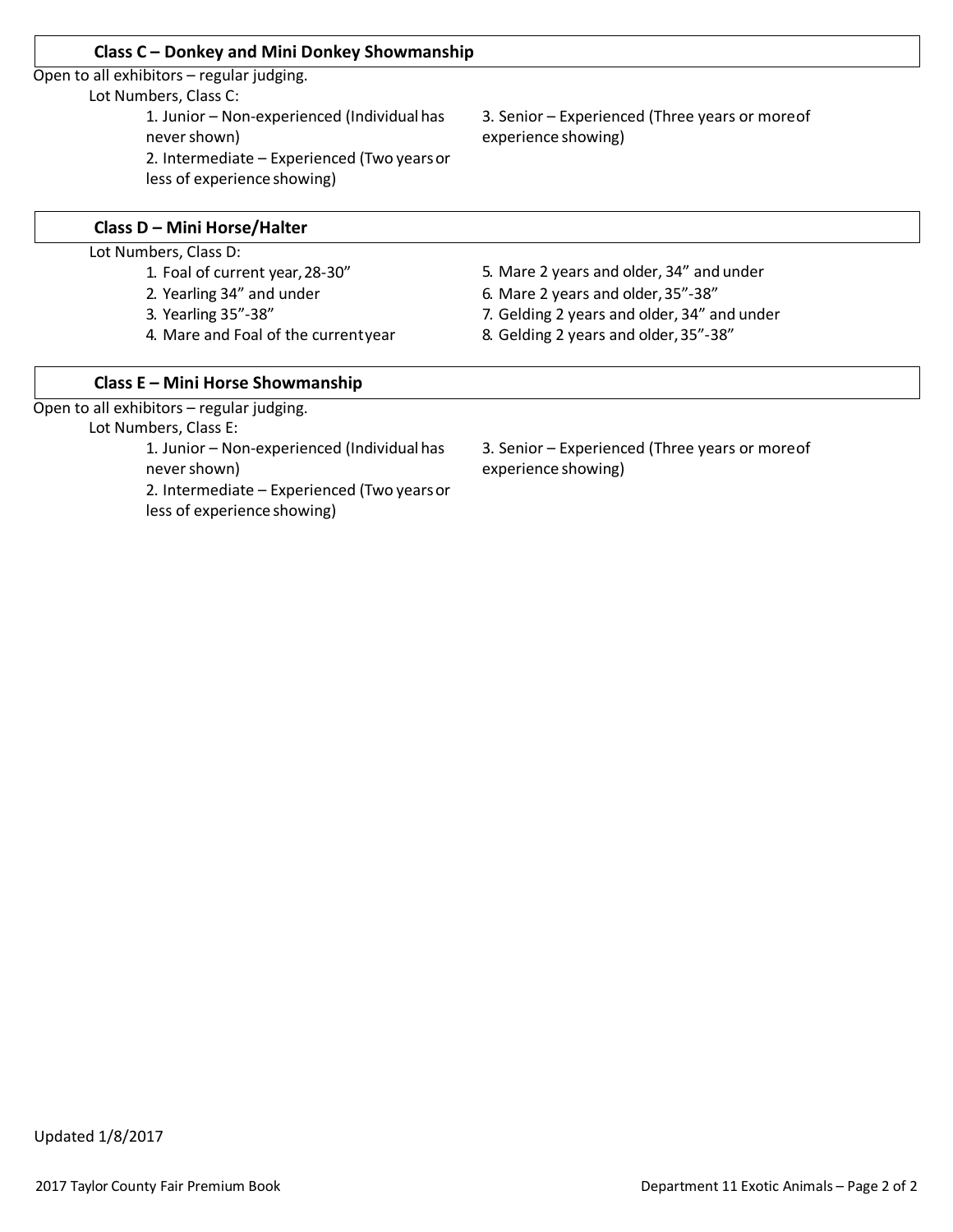### Class C – Donkey and Mini Donkey Showmanship

Open to all exhibitors – regular judging.

Lot Numbers, Class C:

1. Junior – Non-experienced (Individual has never shown)
2. Intermediate – Experienced (Two years or less of experience showing)
3. Senior – Experienced (Three years or more of experience showing)

### Class D – Mini Horse/Halter

Lot Numbers, Class D:

1. Foal of current year, 28-30”
2. Yearling 34” and under
3. Yearling 35”-38”
4. Mare and Foal of the current year
5. Mare 2 years and older, 34” and under
6. Mare 2 years and older, 35”-38”
7. Gelding 2 years and older, 34” and under
8. Gelding 2 years and older, 35”-38”

### Class E – Mini Horse Showmanship

Open to all exhibitors – regular judging.

Lot Numbers, Class E:

1. Junior – Non-experienced (Individual has never shown)
2. Intermediate – Experienced (Two years or less of experience showing)
3. Senior – Experienced (Three years or more of experience showing)

Updated 1/8/2017